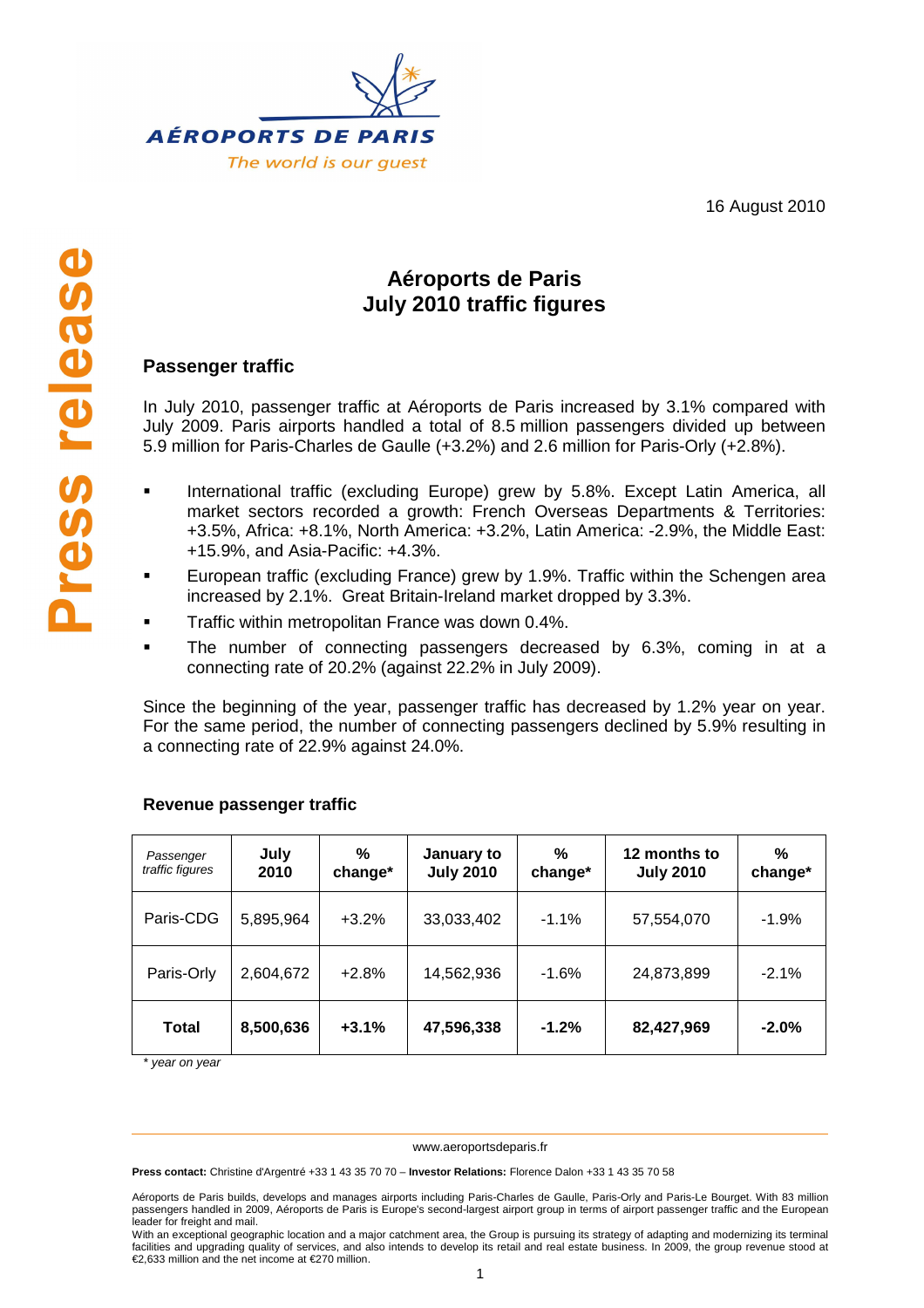AÉROPORTS DE PARIS

The world is our guest

16 August 2010

Press release

# Aéroports de Paris
# July 2010 traffic figures

## Passenger traffic

In July 2010, passenger traffic at Aéroports de Paris increased by 3.1% compared with July 2009. Paris airports handled a total of 8.5 million passengers divided up between 5.9 million for Paris-Charles de Gaulle (+3.2%) and 2.6 million for Paris-Orly (+2.8%).

- International traffic (excluding Europe) grew by 5.8%. Except Latin America, all market sectors recorded a growth: French Overseas Departments & Territories: +3.5%, Africa: +8.1%, North America: +3.2%, Latin America: -2.9%, the Middle East: +15.9%, and Asia-Pacific: +4.3%.
- European traffic (excluding France) grew by 1.9%. Traffic within the Schengen area increased by 2.1%. Great Britain-Ireland market dropped by 3.3%.
- Traffic within metropolitan France was down 0.4%.
- The number of connecting passengers decreased by 6.3%, coming in at a connecting rate of 20.2% (against 22.2% in July 2009).

Since the beginning of the year, passenger traffic has decreased by 1.2% year on year. For the same period, the number of connecting passengers declined by 5.9% resulting in a connecting rate of 22.9% against 24.0%.

### Revenue passenger traffic

| *Passenger traffic figures* | **July 2010** | **% change*** | **January to July 2010** | **% change*** | **12 months to July 2010** | **% change*** |
|---|---|---|---|---|---|---|
| Paris-CDG | 5,895,964 | +3.2% | 33,033,402 | -1.1% | 57,554,070 | -1.9% |
| Paris-Orly | 2,604,672 | +2.8% | 14,562,936 | -1.6% | 24,873,899 | -2.1% |
| **Total** | **8,500,636** | **+3.1%** | **47,596,338** | **-1.2%** | **82,427,969** | **-2.0%** |

*\* year on year*

www.aeroportsdeparis.fr

**Press contact:** Christine d'Argentré +33 1 43 35 70 70 – **Investor Relations:** Florence Dalon +33 1 43 35 70 58

Aéroports de Paris builds, develops and manages airports including Paris-Charles de Gaulle, Paris-Orly and Paris-Le Bourget. With 83 million passengers handled in 2009, Aéroports de Paris is Europe's second-largest airport group in terms of airport passenger traffic and the European leader for freight and mail.

With an exceptional geographic location and a major catchment area, the Group is pursuing its strategy of adapting and modernizing its terminal facilities and upgrading quality of services, and also intends to develop its retail and real estate business. In 2009, the group revenue stood at €2,633 million and the net income at €270 million.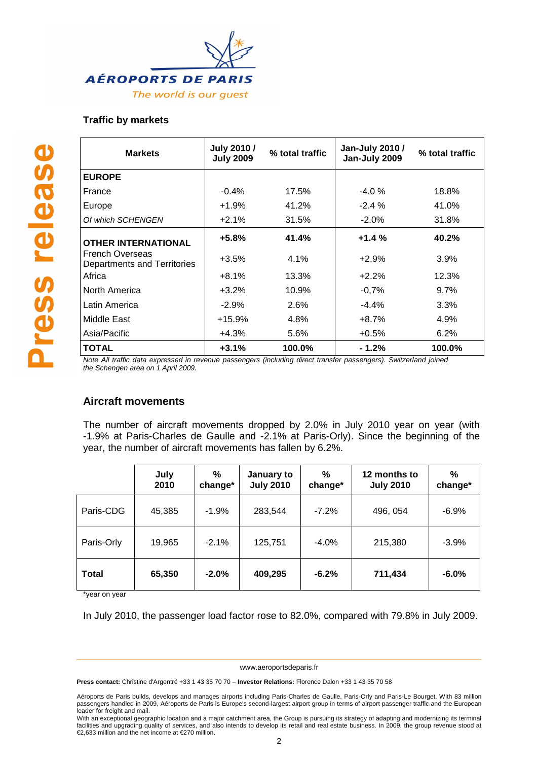## Traffic by markets

| Markets | July 2010 / July 2009 | % total traffic | Jan-July 2010 / Jan-July 2009 | % total traffic |
|---|---|---|---|---|
| **EUROPE** | | | | |
| France | -0.4% | 17.5% | -4.0 % | 18.8% |
| Europe | +1.9% | 41.2% | -2.4 % | 41.0% |
| *Of which SCHENGEN* | +2.1% | 31.5% | -2.0% | 31.8% |
| **OTHER INTERNATIONAL** | **+5.8%** | **41.4%** | **+1.4 %** | **40.2%** |
| French Overseas Departments and Territories | +3.5% | 4.1% | +2.9% | 3.9% |
| Africa | +8.1% | 13.3% | +2.2% | 12.3% |
| North America | +3.2% | 10.9% | -0,7% | 9.7% |
| Latin America | -2.9% | 2.6% | -4.4% | 3.3% |
| Middle East | +15.9% | 4.8% | +8.7% | 4.9% |
| Asia/Pacific | +4.3% | 5.6% | +0.5% | 6.2% |
| **TOTAL** | **+3.1%** | **100.0%** | **- 1.2%** | **100.0%** |

*Note All traffic data expressed in revenue passengers (including direct transfer passengers). Switzerland joined the Schengen area on 1 April 2009.*

## Aircraft movements

The number of aircraft movements dropped by 2.0% in July 2010 year on year (with -1.9% at Paris-Charles de Gaulle and -2.1% at Paris-Orly). Since the beginning of the year, the number of aircraft movements has fallen by 6.2%.

| | July 2010 | % change* | January to July 2010 | % change* | 12 months to July 2010 | % change* |
|---|---|---|---|---|---|---|
| Paris-CDG | 45,385 | -1.9% | 283,544 | -7.2% | 496, 054 | -6.9% |
| Paris-Orly | 19,965 | -2.1% | 125,751 | -4.0% | 215,380 | -3.9% |
| **Total** | **65,350** | **-2.0%** | **409,295** | **-6.2%** | **711,434** | **-6.0%** |

*year on year

In July 2010, the passenger load factor rose to 82.0%, compared with 79.8% in July 2009.

www.aeroportsdeparis.fr

**Press contact:** Christine d'Argentré +33 1 43 35 70 70 – **Investor Relations:** Florence Dalon +33 1 43 35 70 58

Aéroports de Paris builds, develops and manages airports including Paris-Charles de Gaulle, Paris-Orly and Paris-Le Bourget. With 83 million passengers handled in 2009, Aéroports de Paris is Europe's second-largest airport group in terms of airport passenger traffic and the European leader for freight and mail.
With an exceptional geographic location and a major catchment area, the Group is pursuing its strategy of adapting and modernizing its terminal facilities and upgrading quality of services, and also intends to develop its retail and real estate business. In 2009, the group revenue stood at €2,633 million and the net income at €270 million.